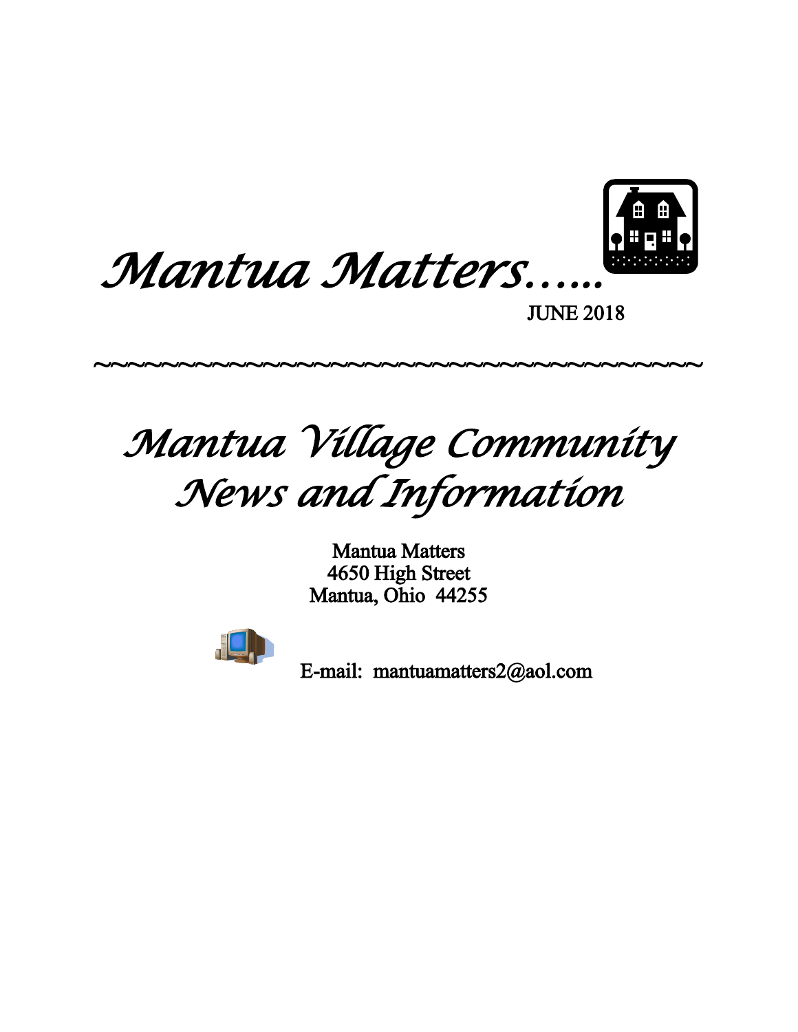# *Mantua Matters…..*

JUNE 2018

~~~~~~~~~~~~~~~~~~~~~~~~~~~~~~~~~~~~~~~~

## *Mantua Village Community News and Information*

Mantua Matters
4650 High Street
Mantua, Ohio 44255

E-mail: mantuamatters2@aol.com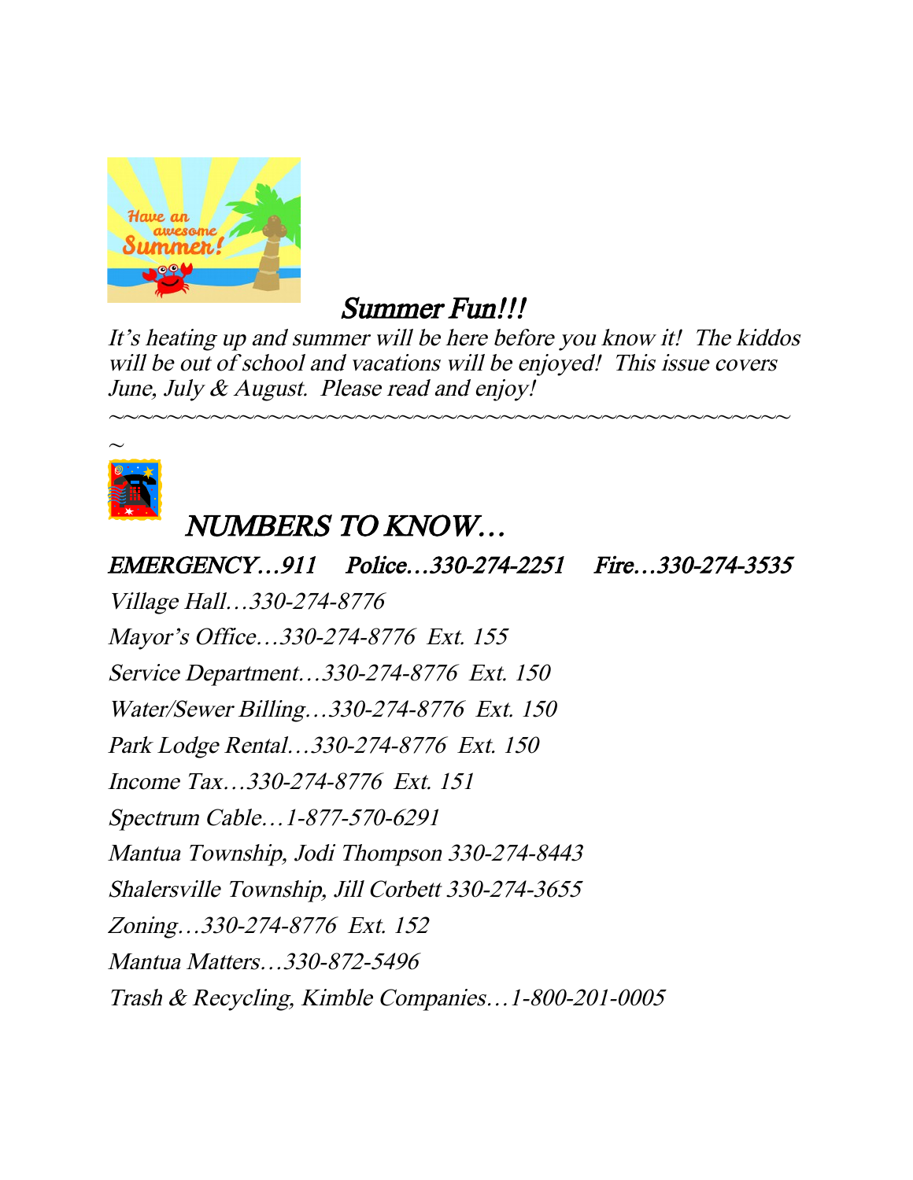## *Summer Fun!!!*

*It's heating up and summer will be here before you know it! The kiddos will be out of school and vacations will be enjoyed! This issue covers June, July & August. Please read and enjoy!*

~~~~~~~~~~~~~~~~~~~~~~~~~~~~~~~~~~~~~~~~~~~~~~~~~~~~~

## *NUMBERS TO KNOW…*

*EMERGENCY…911 Police…330-274-2251 Fire…330-274-3535*

*Village Hall…330-274-8776*

*Mayor's Office…330-274-8776 Ext. 155*

*Service Department…330-274-8776 Ext. 150*

*Water/Sewer Billing…330-274-8776 Ext. 150*

*Park Lodge Rental…330-274-8776 Ext. 150*

*Income Tax…330-274-8776 Ext. 151*

*Spectrum Cable…1-877-570-6291*

*Mantua Township, Jodi Thompson 330-274-8443*

*Shalersville Township, Jill Corbett 330-274-3655*

*Zoning…330-274-8776 Ext. 152*

*Mantua Matters…330-872-5496*

*Trash & Recycling, Kimble Companies…1-800-201-0005*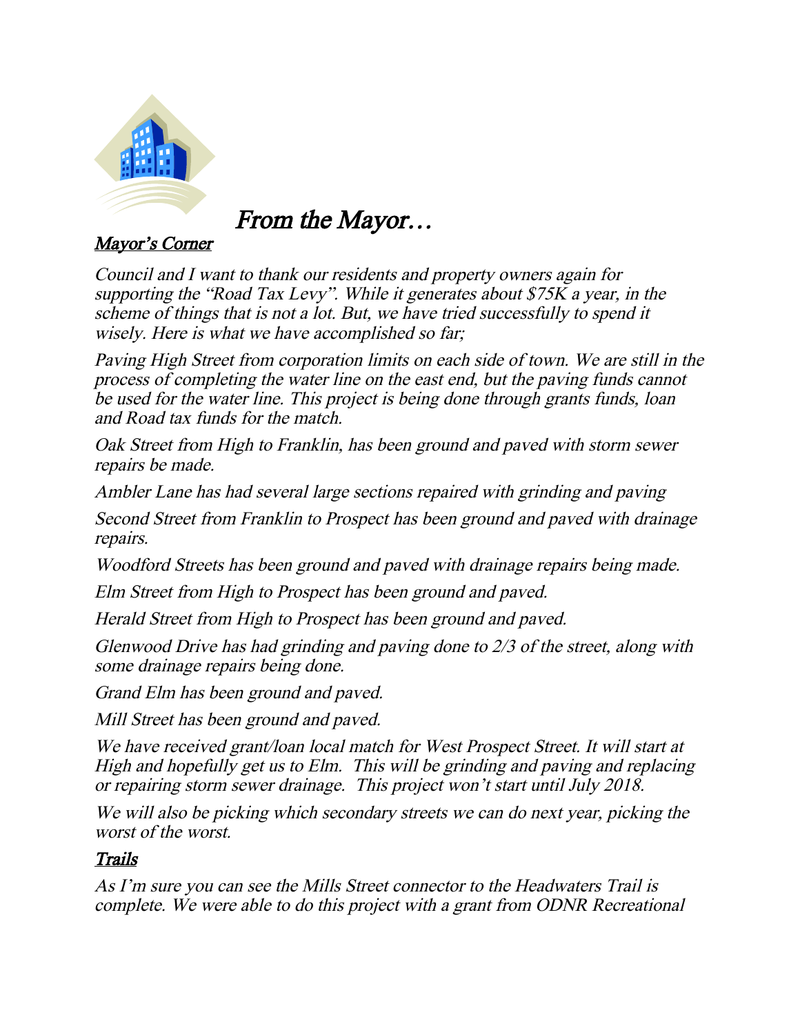# *From the Mayor…*

## *Mayor's Corner*

*Council and I want to thank our residents and property owners again for supporting the "Road Tax Levy". While it generates about $75K a year, in the scheme of things that is not a lot. But, we have tried successfully to spend it wisely. Here is what we have accomplished so far;*

*Paving High Street from corporation limits on each side of town. We are still in the process of completing the water line on the east end, but the paving funds cannot be used for the water line. This project is being done through grants funds, loan and Road tax funds for the match.*

*Oak Street from High to Franklin, has been ground and paved with storm sewer repairs be made.*

*Ambler Lane has had several large sections repaired with grinding and paving*

*Second Street from Franklin to Prospect has been ground and paved with drainage repairs.*

*Woodford Streets has been ground and paved with drainage repairs being made.*

*Elm Street from High to Prospect has been ground and paved.*

*Herald Street from High to Prospect has been ground and paved.*

*Glenwood Drive has had grinding and paving done to 2/3 of the street, along with some drainage repairs being done.*

*Grand Elm has been ground and paved.*

*Mill Street has been ground and paved.*

*We have received grant/loan local match for West Prospect Street. It will start at High and hopefully get us to Elm. This will be grinding and paving and replacing or repairing storm sewer drainage. This project won't start until July 2018.*

*We will also be picking which secondary streets we can do next year, picking the worst of the worst.*

## *Trails*

*As I'm sure you can see the Mills Street connector to the Headwaters Trail is complete. We were able to do this project with a grant from ODNR Recreational*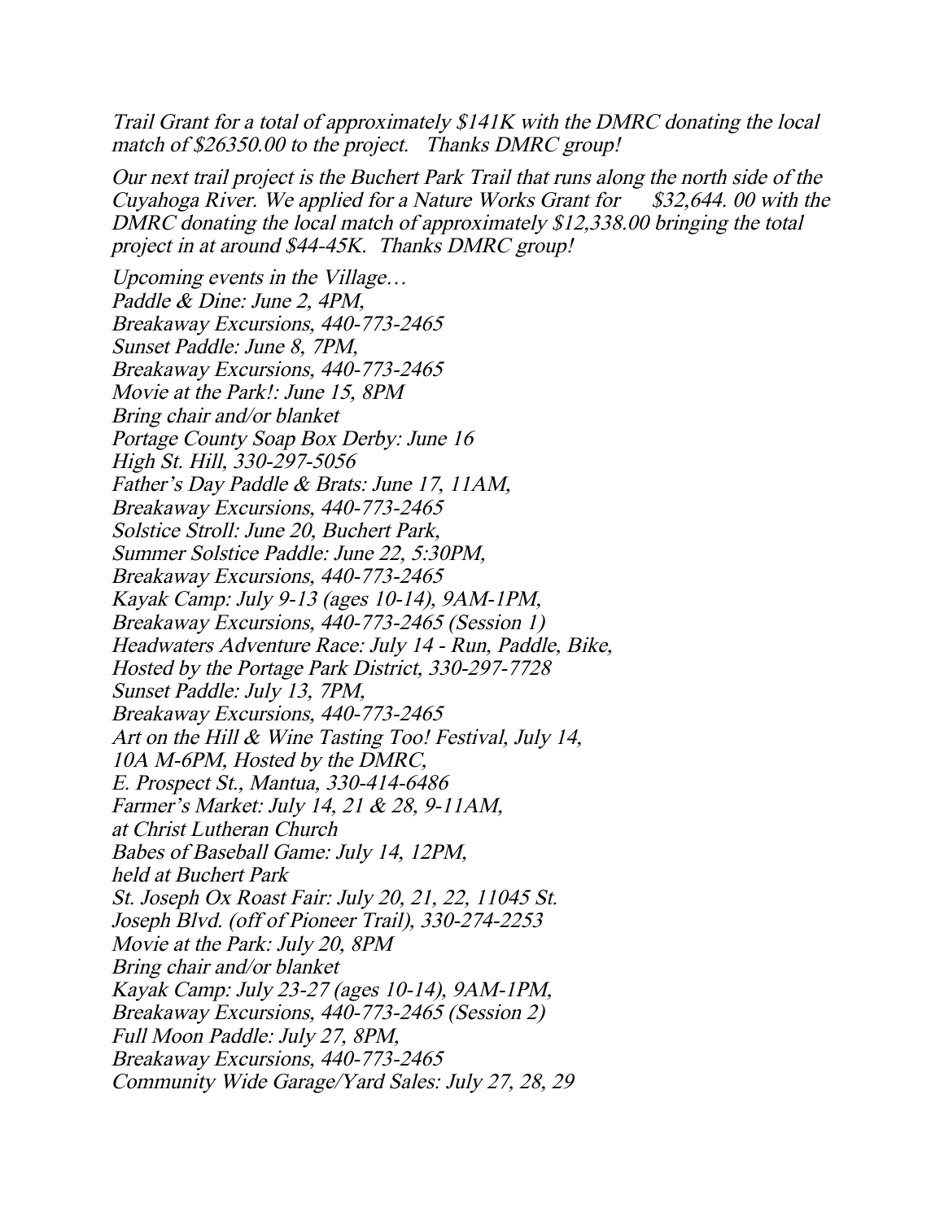*Trail Grant for a total of approximately $141K with the DMRC donating the local match of $26350.00 to the project. Thanks DMRC group!*

*Our next trail project is the Buchert Park Trail that runs along the north side of the Cuyahoga River. We applied for a Nature Works Grant for $32,644. 00 with the DMRC donating the local match of approximately $12,338.00 bringing the total project in at around $44-45K. Thanks DMRC group!*

*Upcoming events in the Village…*
*Paddle & Dine: June 2, 4PM,*
*Breakaway Excursions, 440-773-2465*
*Sunset Paddle: June 8, 7PM,*
*Breakaway Excursions, 440-773-2465*
*Movie at the Park!: June 15, 8PM*
*Bring chair and/or blanket*
*Portage County Soap Box Derby: June 16*
*High St. Hill, 330-297-5056*
*Father's Day Paddle & Brats: June 17, 11AM,*
*Breakaway Excursions, 440-773-2465*
*Solstice Stroll: June 20, Buchert Park,*
*Summer Solstice Paddle: June 22, 5:30PM,*
*Breakaway Excursions, 440-773-2465*
*Kayak Camp: July 9-13 (ages 10-14), 9AM-1PM,*
*Breakaway Excursions, 440-773-2465 (Session 1)*
*Headwaters Adventure Race: July 14 - Run, Paddle, Bike,*
*Hosted by the Portage Park District, 330-297-7728*
*Sunset Paddle: July 13, 7PM,*
*Breakaway Excursions, 440-773-2465*
*Art on the Hill & Wine Tasting Too! Festival, July 14,*
*10A M-6PM, Hosted by the DMRC,*
*E. Prospect St., Mantua, 330-414-6486*
*Farmer's Market: July 14, 21 & 28, 9-11AM,*
*at Christ Lutheran Church*
*Babes of Baseball Game: July 14, 12PM,*
*held at Buchert Park*
*St. Joseph Ox Roast Fair: July 20, 21, 22, 11045 St.*
*Joseph Blvd. (off of Pioneer Trail), 330-274-2253*
*Movie at the Park: July 20, 8PM*
*Bring chair and/or blanket*
*Kayak Camp: July 23-27 (ages 10-14), 9AM-1PM,*
*Breakaway Excursions, 440-773-2465 (Session 2)*
*Full Moon Paddle: July 27, 8PM,*
*Breakaway Excursions, 440-773-2465*
*Community Wide Garage/Yard Sales: July 27, 28, 29*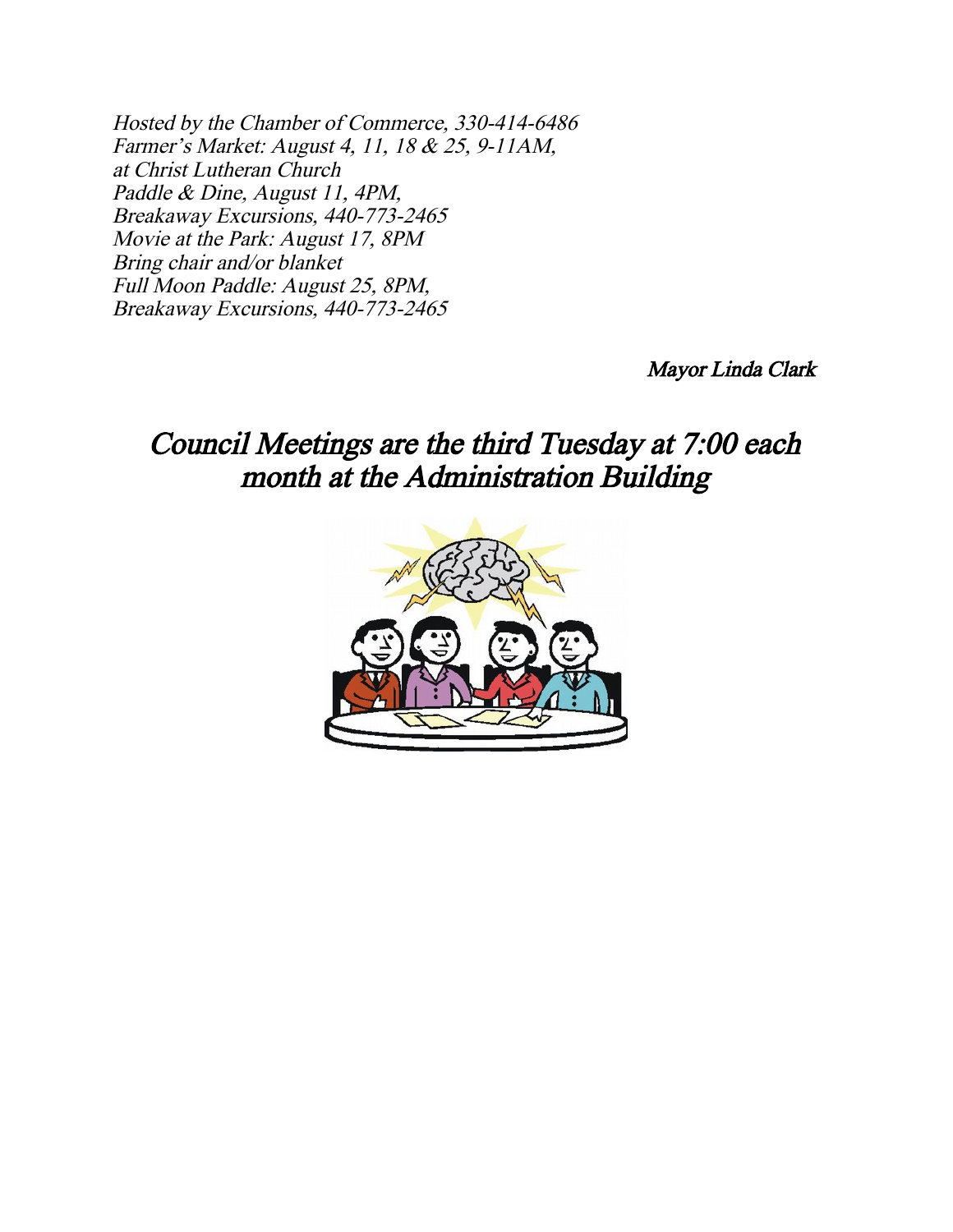*Hosted by the Chamber of Commerce, 330-414-6486*
*Farmer's Market: August 4, 11, 18 & 25, 9-11AM,*
*at Christ Lutheran Church*
*Paddle & Dine, August 11, 4PM,*
*Breakaway Excursions, 440-773-2465*
*Movie at the Park: August 17, 8PM*
*Bring chair and/or blanket*
*Full Moon Paddle: August 25, 8PM,*
*Breakaway Excursions, 440-773-2465*

*Mayor Linda Clark*

## *Council Meetings are the third Tuesday at 7:00 each month at the Administration Building*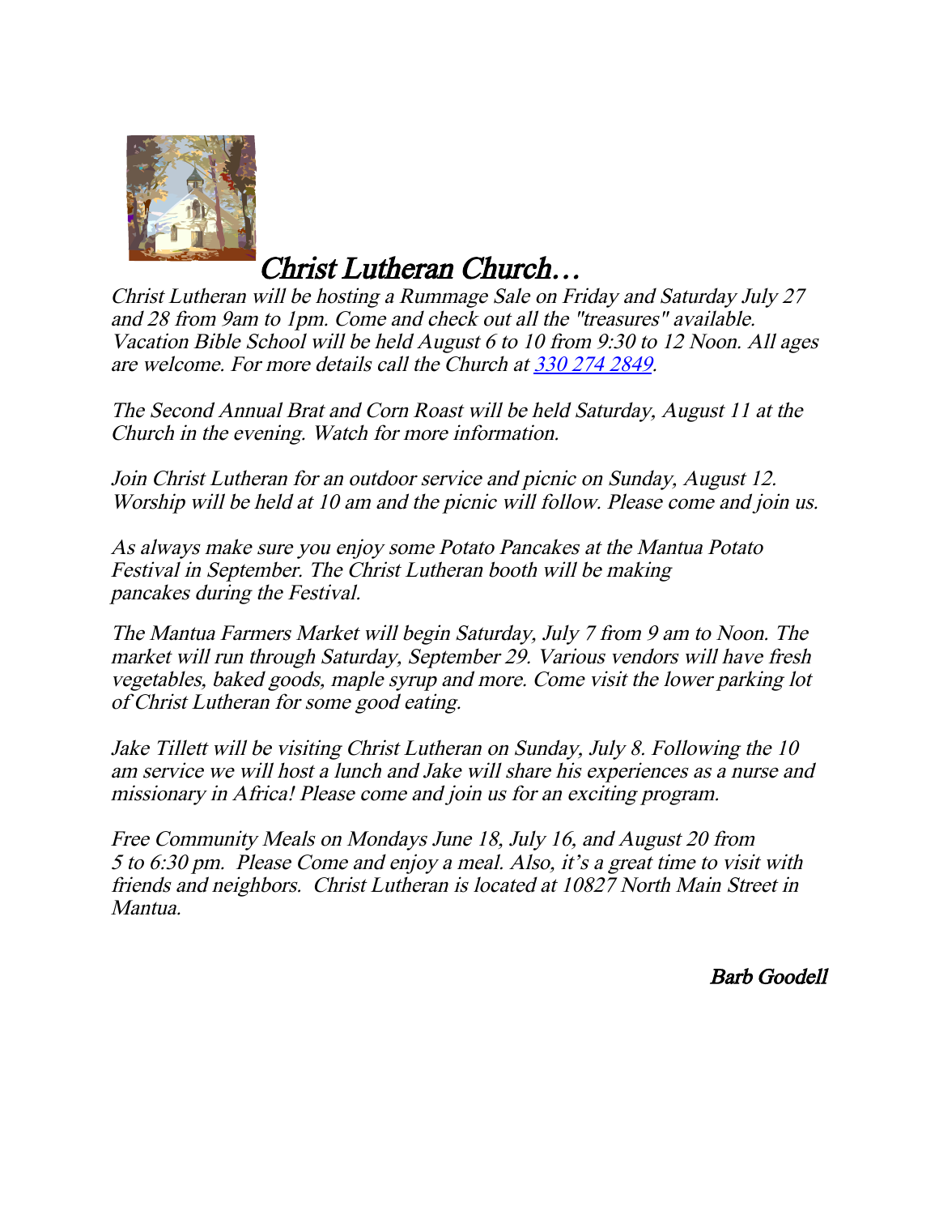# *Christ Lutheran Church…*

*Christ Lutheran will be hosting a Rummage Sale on Friday and Saturday July 27 and 28 from 9am to 1pm. Come and check out all the "treasures" available. Vacation Bible School will be held August 6 to 10 from 9:30 to 12 Noon. All ages are welcome. For more details call the Church at 330 274 2849.*

*The Second Annual Brat and Corn Roast will be held Saturday, August 11 at the Church in the evening. Watch for more information.*

*Join Christ Lutheran for an outdoor service and picnic on Sunday, August 12. Worship will be held at 10 am and the picnic will follow. Please come and join us.*

*As always make sure you enjoy some Potato Pancakes at the Mantua Potato Festival in September. The Christ Lutheran booth will be making pancakes during the Festival.*

*The Mantua Farmers Market will begin Saturday, July 7 from 9 am to Noon. The market will run through Saturday, September 29. Various vendors will have fresh vegetables, baked goods, maple syrup and more. Come visit the lower parking lot of Christ Lutheran for some good eating.*

*Jake Tillett will be visiting Christ Lutheran on Sunday, July 8. Following the 10 am service we will host a lunch and Jake will share his experiences as a nurse and missionary in Africa! Please come and join us for an exciting program.*

*Free Community Meals on Mondays June 18, July 16, and August 20 from 5 to 6:30 pm. Please Come and enjoy a meal. Also, it's a great time to visit with friends and neighbors. Christ Lutheran is located at 10827 North Main Street in Mantua.*

***Barb Goodell***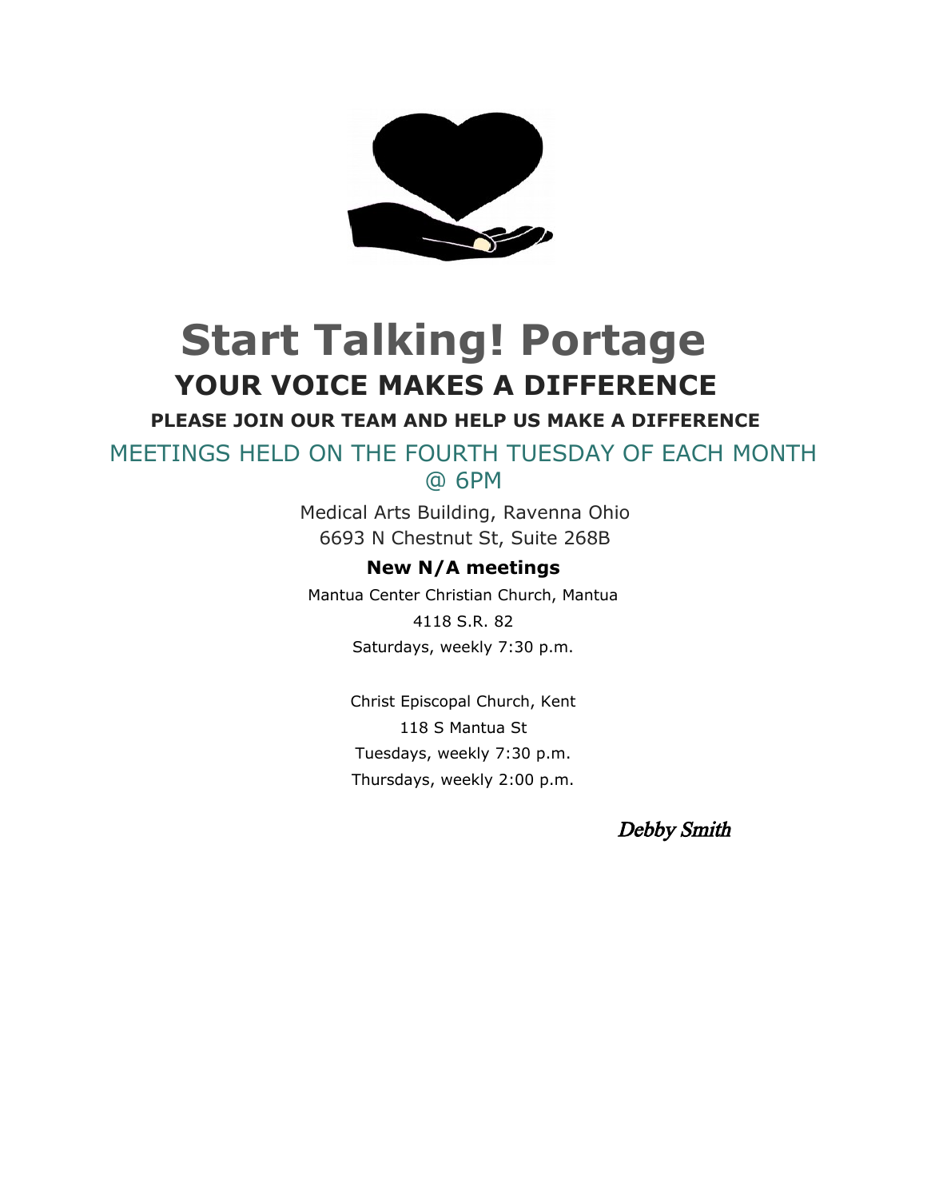# Start Talking! Portage

## YOUR VOICE MAKES A DIFFERENCE

**PLEASE JOIN OUR TEAM AND HELP US MAKE A DIFFERENCE**

MEETINGS HELD ON THE FOURTH TUESDAY OF EACH MONTH @ 6PM

Medical Arts Building, Ravenna Ohio
6693 N Chestnut St, Suite 268B

**New N/A meetings**

Mantua Center Christian Church, Mantua
4118 S.R. 82
Saturdays, weekly 7:30 p.m.

Christ Episcopal Church, Kent
118 S Mantua St
Tuesdays, weekly 7:30 p.m.
Thursdays, weekly 2:00 p.m.

*Debby Smith*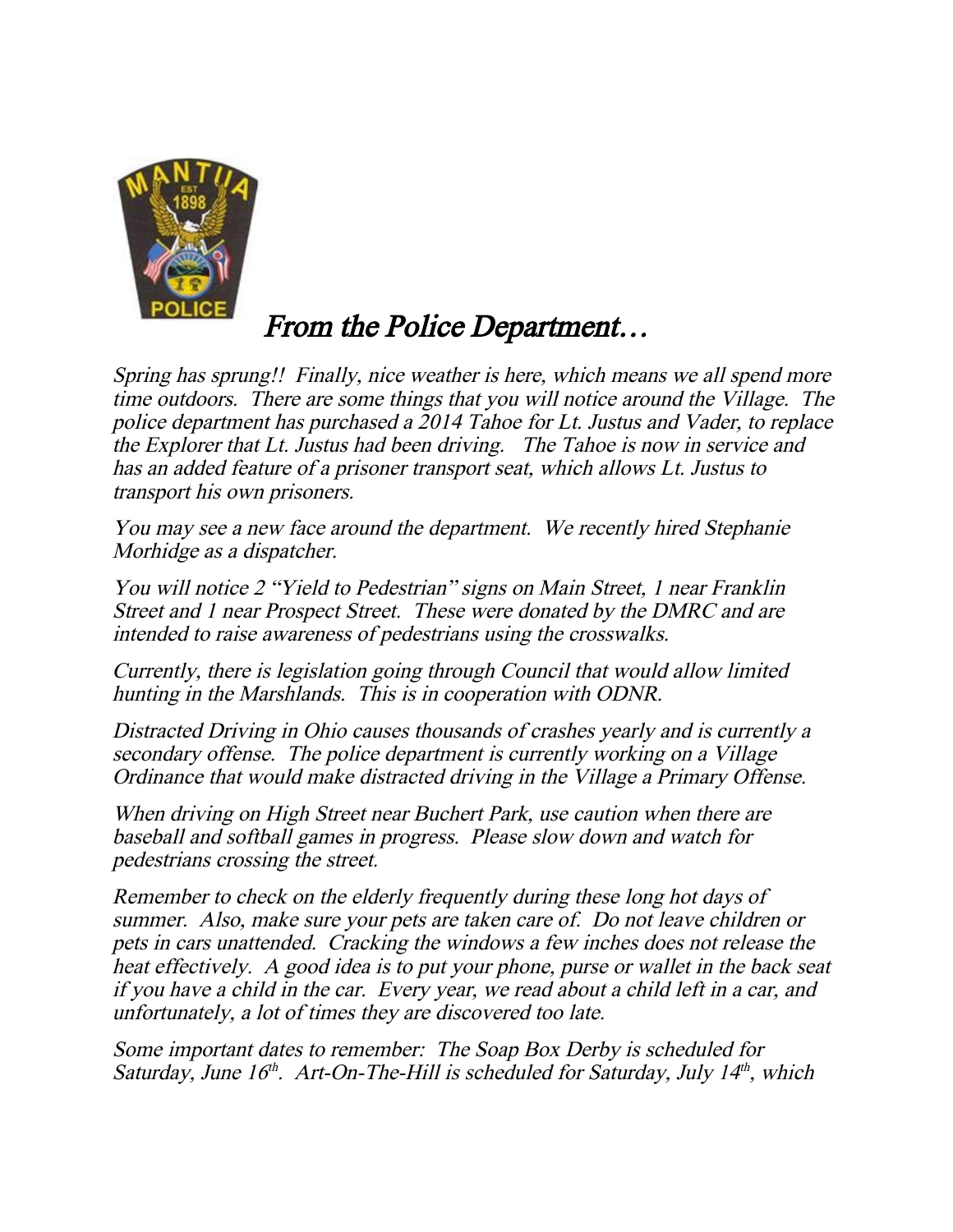# *From the Police Department…*

*Spring has sprung!! Finally, nice weather is here, which means we all spend more time outdoors. There are some things that you will notice around the Village. The police department has purchased a 2014 Tahoe for Lt. Justus and Vader, to replace the Explorer that Lt. Justus had been driving. The Tahoe is now in service and has an added feature of a prisoner transport seat, which allows Lt. Justus to transport his own prisoners.*

*You may see a new face around the department. We recently hired Stephanie Morhidge as a dispatcher.*

*You will notice 2 "Yield to Pedestrian" signs on Main Street, 1 near Franklin Street and 1 near Prospect Street. These were donated by the DMRC and are intended to raise awareness of pedestrians using the crosswalks.*

*Currently, there is legislation going through Council that would allow limited hunting in the Marshlands. This is in cooperation with ODNR.*

*Distracted Driving in Ohio causes thousands of crashes yearly and is currently a secondary offense. The police department is currently working on a Village Ordinance that would make distracted driving in the Village a Primary Offense.*

*When driving on High Street near Buchert Park, use caution when there are baseball and softball games in progress. Please slow down and watch for pedestrians crossing the street.*

*Remember to check on the elderly frequently during these long hot days of summer. Also, make sure your pets are taken care of. Do not leave children or pets in cars unattended. Cracking the windows a few inches does not release the heat effectively. A good idea is to put your phone, purse or wallet in the back seat if you have a child in the car. Every year, we read about a child left in a car, and unfortunately, a lot of times they are discovered too late.*

*Some important dates to remember: The Soap Box Derby is scheduled for Saturday, June 16th. Art-On-The-Hill is scheduled for Saturday, July 14th, which*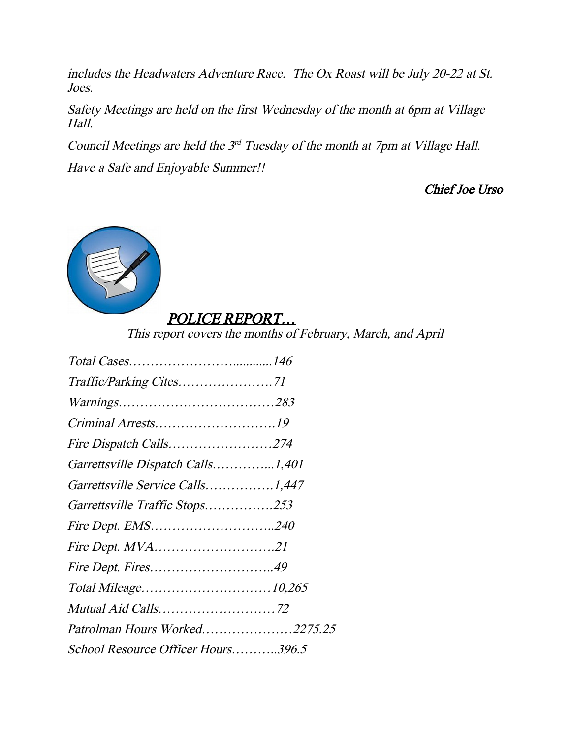*includes the Headwaters Adventure Race. The Ox Roast will be July 20-22 at St. Joes.*

*Safety Meetings are held on the first Wednesday of the month at 6pm at Village Hall.*

*Council Meetings are held the 3rd Tuesday of the month at 7pm at Village Hall.*

*Have a Safe and Enjoyable Summer!!*

***Chief Joe Urso***

## *POLICE REPORT…*

*This report covers the months of February, March, and April*

*Total Cases…………………….............146*

*Traffic/Parking Cites………………….71*

*Warnings………………………………283*

*Criminal Arrests……………………….19*

*Fire Dispatch Calls……………………274*

*Garrettsville Dispatch Calls…………...1,401*

*Garrettsville Service Calls…………….1,447*

*Garrettsville Traffic Stops…………….253*

*Fire Dept. EMS………………………..240*

*Fire Dept. MVA……………………….21*

*Fire Dept. Fires………………………..49*

*Total Mileage…………………………10,265*

*Mutual Aid Calls………………………72*

*Patrolman Hours Worked…………………2275.25*

*School Resource Officer Hours………..396.5*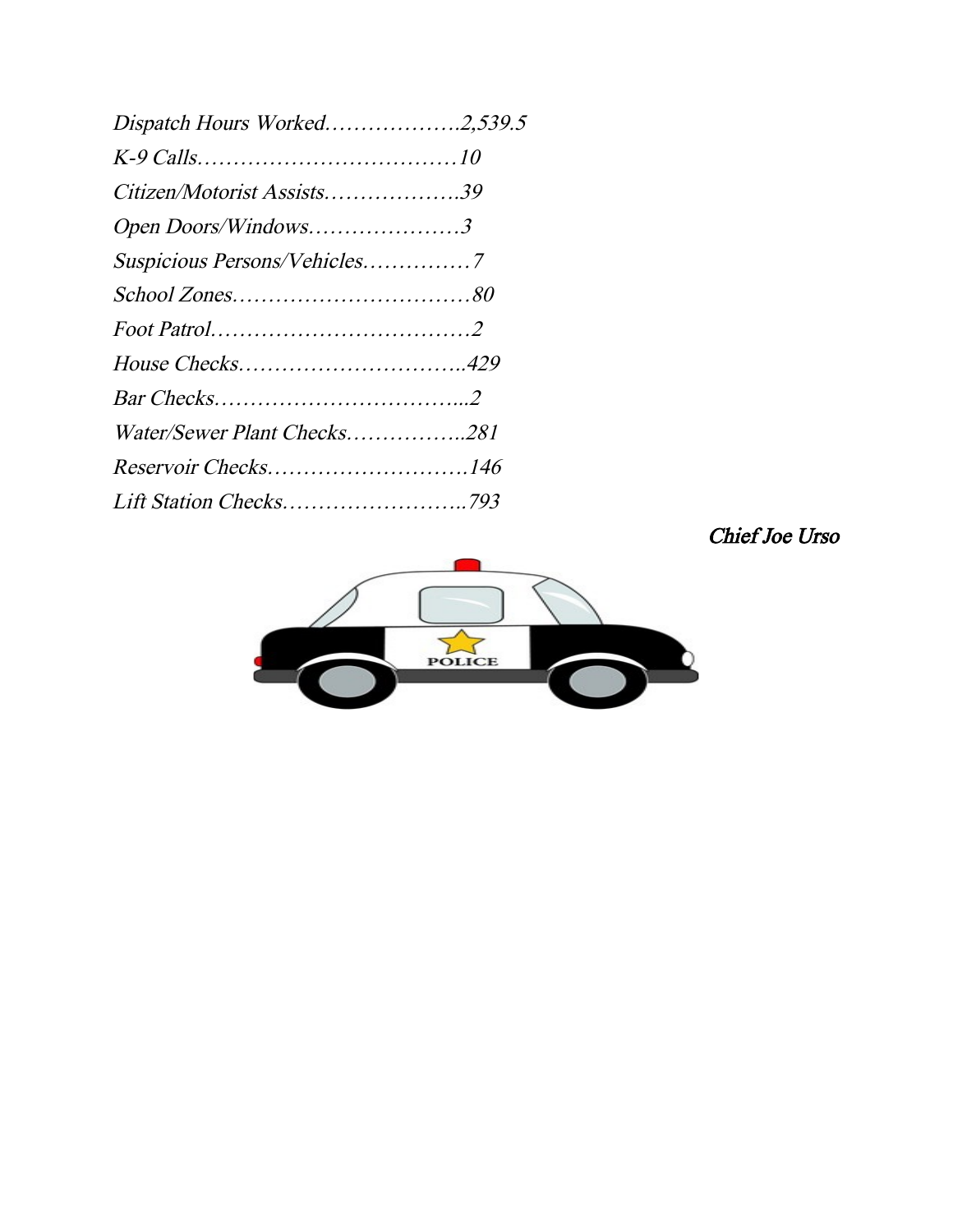*Dispatch Hours Worked……………….2,539.5*

*K-9 Calls………………………………10*

*Citizen/Motorist Assists……………….39*

*Open Doors/Windows…………………3*

*Suspicious Persons/Vehicles……………7*

*School Zones……………………………80*

*Foot Patrol………………………………2*

*House Checks…………………………..429*

*Bar Checks……………………………...2*

*Water/Sewer Plant Checks……………..281*

*Reservoir Checks……………………….146*

*Lift Station Checks……………………..793*

*Chief Joe Urso*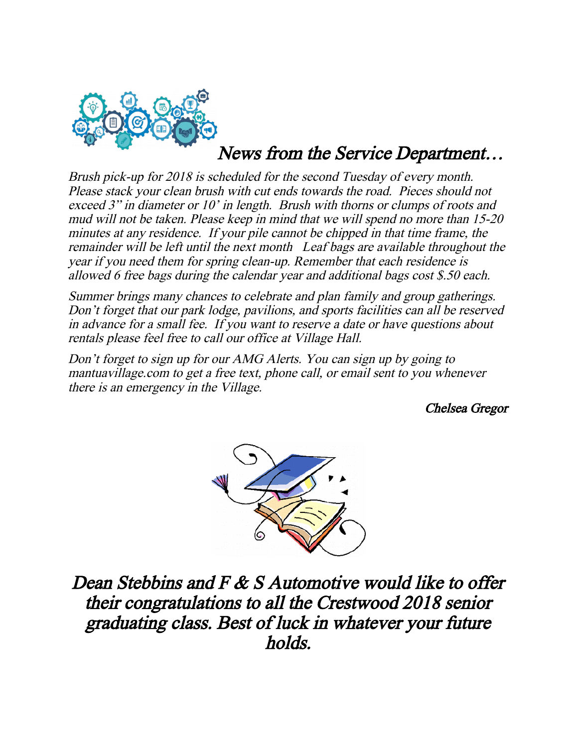## News from the Service Department…

*Brush pick-up for 2018 is scheduled for the second Tuesday of every month. Please stack your clean brush with cut ends towards the road. Pieces should not exceed 3" in diameter or 10' in length. Brush with thorns or clumps of roots and mud will not be taken. Please keep in mind that we will spend no more than 15-20 minutes at any residence. If your pile cannot be chipped in that time frame, the remainder will be left until the next month Leaf bags are available throughout the year if you need them for spring clean-up. Remember that each residence is allowed 6 free bags during the calendar year and additional bags cost $.50 each.*

*Summer brings many chances to celebrate and plan family and group gatherings. Don't forget that our park lodge, pavilions, and sports facilities can all be reserved in advance for a small fee. If you want to reserve a date or have questions about rentals please feel free to call our office at Village Hall.*

*Don't forget to sign up for our AMG Alerts. You can sign up by going to mantuavillage.com to get a free text, phone call, or email sent to you whenever there is an emergency in the Village.*

*Chelsea Gregor*

## *Dean Stebbins and F & S Automotive would like to offer their congratulations to all the Crestwood 2018 senior graduating class. Best of luck in whatever your future holds.*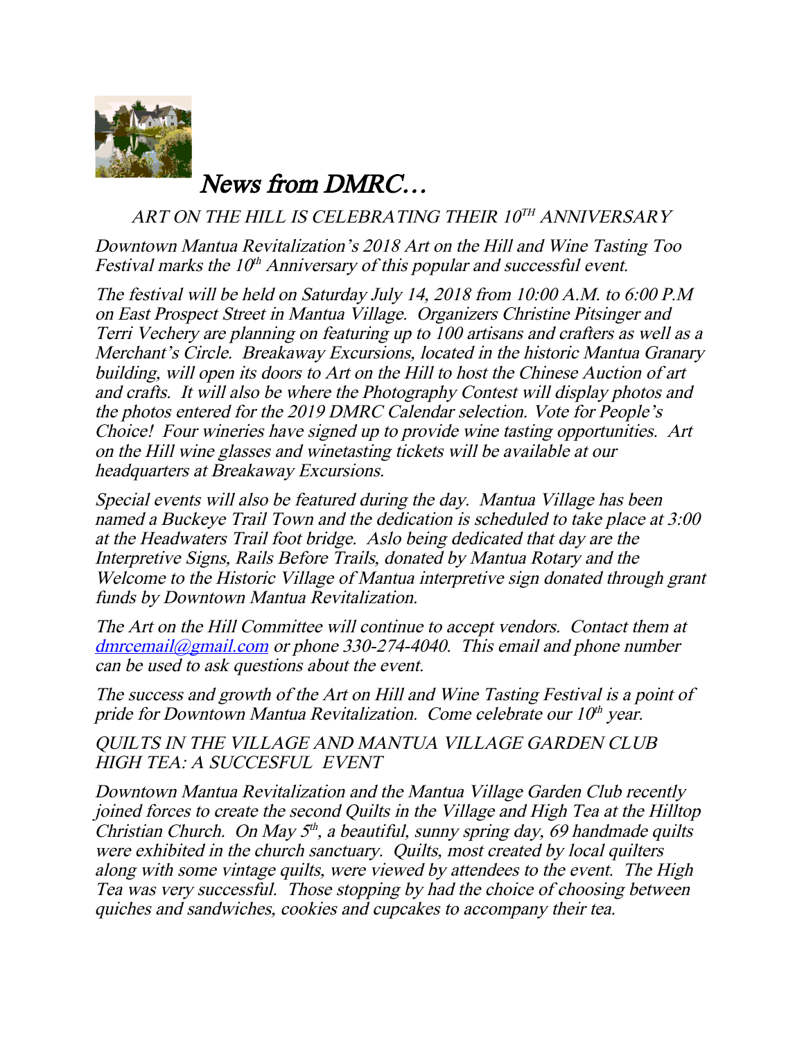# *News from DMRC…*

*ART ON THE HILL IS CELEBRATING THEIR 10TH ANNIVERSARY*

*Downtown Mantua Revitalization's 2018 Art on the Hill and Wine Tasting Too Festival marks the 10th Anniversary of this popular and successful event.*

*The festival will be held on Saturday July 14, 2018 from 10:00 A.M. to 6:00 P.M on East Prospect Street in Mantua Village. Organizers Christine Pitsinger and Terri Vechery are planning on featuring up to 100 artisans and crafters as well as a Merchant's Circle. Breakaway Excursions, located in the historic Mantua Granary building, will open its doors to Art on the Hill to host the Chinese Auction of art and crafts. It will also be where the Photography Contest will display photos and the photos entered for the 2019 DMRC Calendar selection. Vote for People's Choice! Four wineries have signed up to provide wine tasting opportunities. Art on the Hill wine glasses and winetasting tickets will be available at our headquarters at Breakaway Excursions.*

*Special events will also be featured during the day. Mantua Village has been named a Buckeye Trail Town and the dedication is scheduled to take place at 3:00 at the Headwaters Trail foot bridge. Aslo being dedicated that day are the Interpretive Signs, Rails Before Trails, donated by Mantua Rotary and the Welcome to the Historic Village of Mantua interpretive sign donated through grant funds by Downtown Mantua Revitalization.*

*The Art on the Hill Committee will continue to accept vendors. Contact them at [dmrcemail@gmail.com](mailto:dmrcemail@gmail.com) or phone 330-274-4040. This email and phone number can be used to ask questions about the event.*

*The success and growth of the Art on Hill and Wine Tasting Festival is a point of pride for Downtown Mantua Revitalization. Come celebrate our 10th year.*

*QUILTS IN THE VILLAGE AND MANTUA VILLAGE GARDEN CLUB HIGH TEA: A SUCCESFUL EVENT*

*Downtown Mantua Revitalization and the Mantua Village Garden Club recently joined forces to create the second Quilts in the Village and High Tea at the Hilltop Christian Church. On May 5th, a beautiful, sunny spring day, 69 handmade quilts were exhibited in the church sanctuary. Quilts, most created by local quilters along with some vintage quilts, were viewed by attendees to the event. The High Tea was very successful. Those stopping by had the choice of choosing between quiches and sandwiches, cookies and cupcakes to accompany their tea.*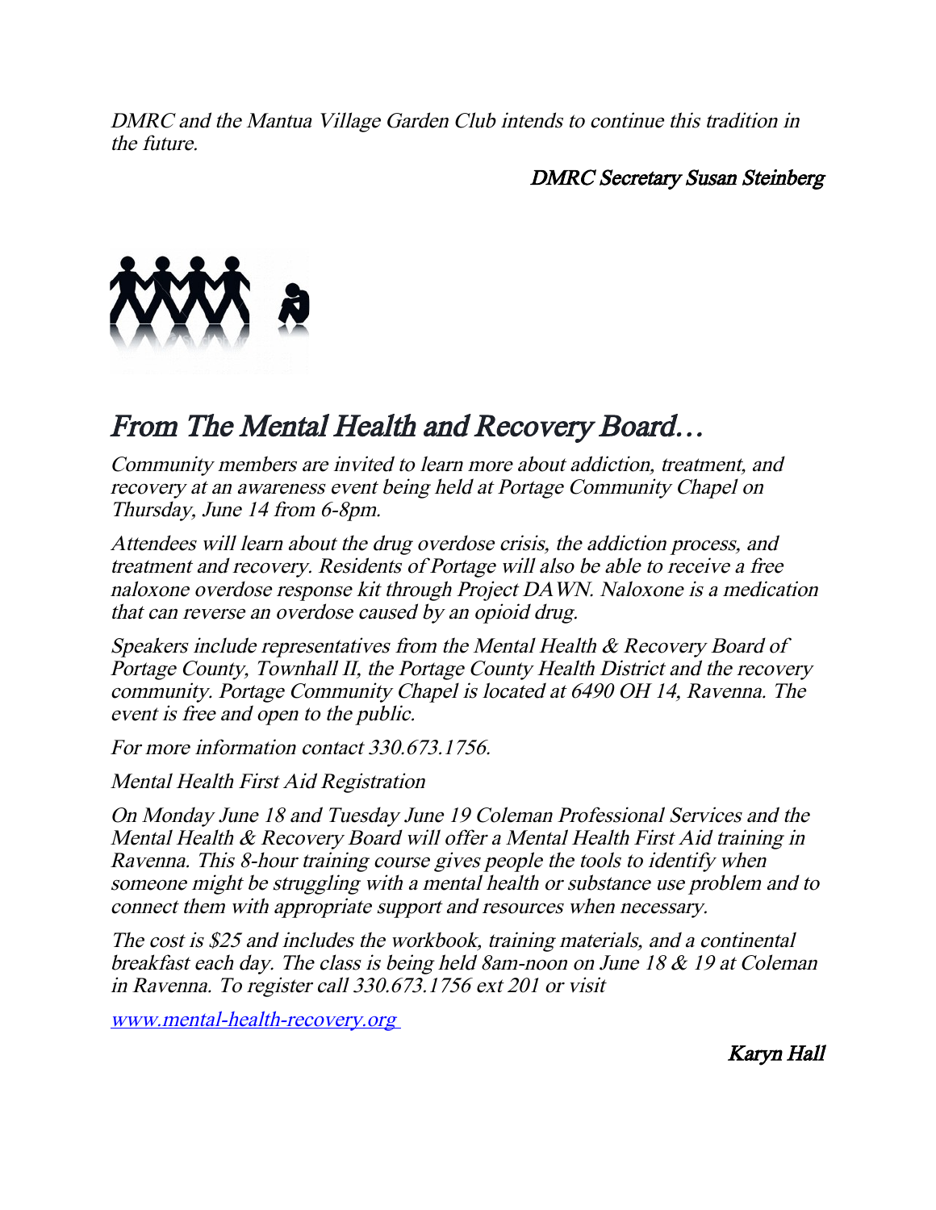*DMRC and the Mantua Village Garden Club intends to continue this tradition in the future.*

*DMRC Secretary Susan Steinberg*

## *From The Mental Health and Recovery Board…*

*Community members are invited to learn more about addiction, treatment, and recovery at an awareness event being held at Portage Community Chapel on Thursday, June 14 from 6-8pm.*

*Attendees will learn about the drug overdose crisis, the addiction process, and treatment and recovery. Residents of Portage will also be able to receive a free naloxone overdose response kit through Project DAWN. Naloxone is a medication that can reverse an overdose caused by an opioid drug.*

*Speakers include representatives from the Mental Health & Recovery Board of Portage County, Townhall II, the Portage County Health District and the recovery community. Portage Community Chapel is located at 6490 OH 14, Ravenna. The event is free and open to the public.*

*For more information contact 330.673.1756.*

*Mental Health First Aid Registration*

*On Monday June 18 and Tuesday June 19 Coleman Professional Services and the Mental Health & Recovery Board will offer a Mental Health First Aid training in Ravenna. This 8-hour training course gives people the tools to identify when someone might be struggling with a mental health or substance use problem and to connect them with appropriate support and resources when necessary.*

*The cost is $25 and includes the workbook, training materials, and a continental breakfast each day. The class is being held 8am-noon on June 18 & 19 at Coleman in Ravenna. To register call 330.673.1756 ext 201 or visit*

*www.mental-health-recovery.org*

*Karyn Hall*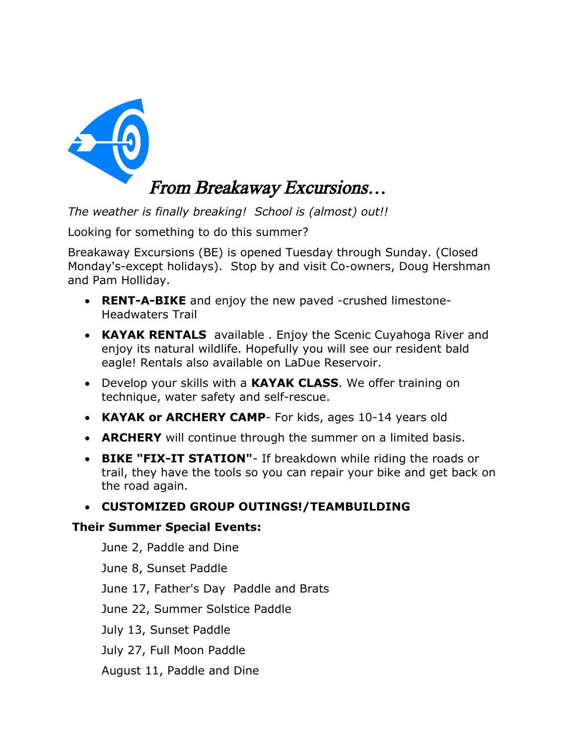# *From Breakaway Excursions…*

*The weather is finally breaking!  School is (almost) out!!*

Looking for something to do this summer?

Breakaway Excursions (BE) is opened Tuesday through Sunday. (Closed Monday's-except holidays).  Stop by and visit Co-owners, Doug Hershman and Pam Holliday.

- **RENT-A-BIKE** and enjoy the new paved -crushed limestone- Headwaters Trail
- **KAYAK RENTALS** available . Enjoy the Scenic Cuyahoga River and enjoy its natural wildlife. Hopefully you will see our resident bald eagle! Rentals also available on LaDue Reservoir.
- Develop your skills with a **KAYAK CLASS**. We offer training on technique, water safety and self-rescue.
- **KAYAK or ARCHERY CAMP**- For kids, ages 10-14 years old
- **ARCHERY** will continue through the summer on a limited basis.
- **BIKE "FIX-IT STATION"**- If breakdown while riding the roads or trail, they have the tools so you can repair your bike and get back on the road again.
- **CUSTOMIZED GROUP OUTINGS!/TEAMBUILDING**

**Their Summer Special Events:**

June 2, Paddle and Dine

June 8, Sunset Paddle

June 17, Father's Day  Paddle and Brats

June 22, Summer Solstice Paddle

July 13, Sunset Paddle

July 27, Full Moon Paddle

August 11, Paddle and Dine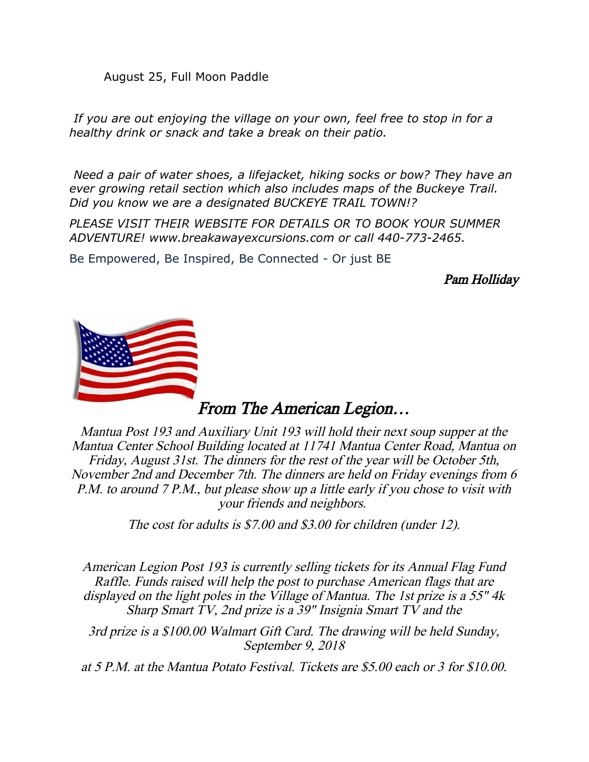August 25, Full Moon Paddle

*If you are out enjoying the village on your own, feel free to stop in for a healthy drink or snack and take a break on their patio.*

*Need a pair of water shoes, a lifejacket, hiking socks or bow? They have an ever growing retail section which also includes maps of the Buckeye Trail. Did you know we are a designated BUCKEYE TRAIL TOWN!?*

*PLEASE VISIT THEIR WEBSITE FOR DETAILS OR TO BOOK YOUR SUMMER ADVENTURE! www.breakawayexcursions.com or call 440-773-2465.*

Be Empowered, Be Inspired, Be Connected - Or just BE

*Pam Holliday*

## *From The American Legion…*

*Mantua Post 193 and Auxiliary Unit 193 will hold their next soup supper at the Mantua Center School Building located at 11741 Mantua Center Road, Mantua on Friday, August 31st. The dinners for the rest of the year will be October 5th, November 2nd and December 7th. The dinners are held on Friday evenings from 6 P.M. to around 7 P.M., but please show up a little early if you chose to visit with your friends and neighbors.*

*The cost for adults is $7.00 and $3.00 for children (under 12).*

*American Legion Post 193 is currently selling tickets for its Annual Flag Fund Raffle. Funds raised will help the post to purchase American flags that are displayed on the light poles in the Village of Mantua. The 1st prize is a 55" 4k Sharp Smart TV, 2nd prize is a 39" Insignia Smart TV and the*

*3rd prize is a $100.00 Walmart Gift Card. The drawing will be held Sunday, September 9, 2018*

*at 5 P.M. at the Mantua Potato Festival. Tickets are $5.00 each or 3 for $10.00.*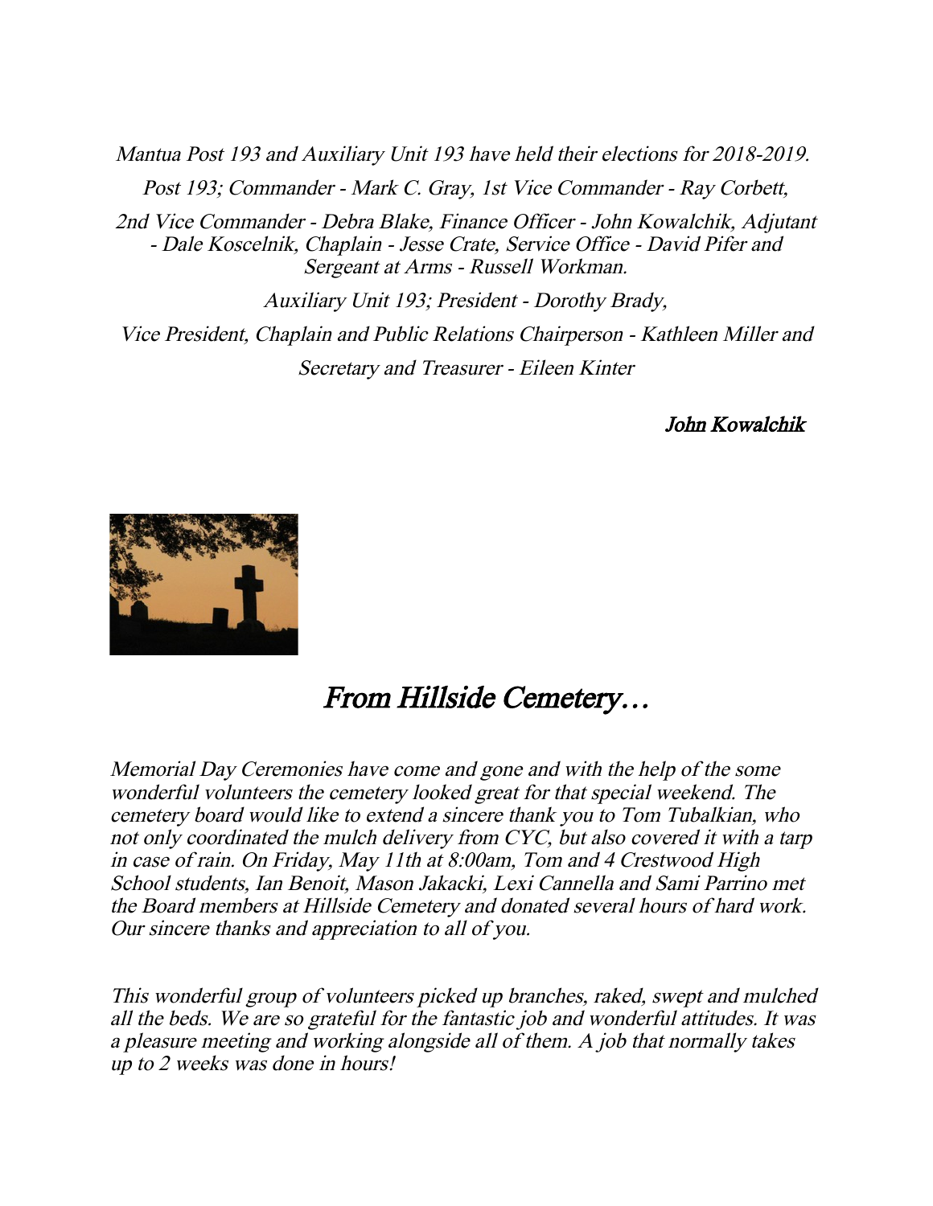*Mantua Post 193 and Auxiliary Unit 193 have held their elections for 2018-2019.*

*Post 193; Commander - Mark C. Gray, 1st Vice Commander - Ray Corbett,*

*2nd Vice Commander - Debra Blake, Finance Officer - John Kowalchik, Adjutant - Dale Koscelnik, Chaplain - Jesse Crate, Service Office - David Pifer and Sergeant at Arms - Russell Workman.*

*Auxiliary Unit 193; President - Dorothy Brady,*

*Vice President, Chaplain and Public Relations Chairperson - Kathleen Miller and*

*Secretary and Treasurer - Eileen Kinter*

*John Kowalchik*

# *From Hillside Cemetery…*

*Memorial Day Ceremonies have come and gone and with the help of the some wonderful volunteers the cemetery looked great for that special weekend. The cemetery board would like to extend a sincere thank you to Tom Tubalkian, who not only coordinated the mulch delivery from CYC, but also covered it with a tarp in case of rain. On Friday, May 11th at 8:00am, Tom and 4 Crestwood High School students, Ian Benoit, Mason Jakacki, Lexi Cannella and Sami Parrino met the Board members at Hillside Cemetery and donated several hours of hard work. Our sincere thanks and appreciation to all of you.*

*This wonderful group of volunteers picked up branches, raked, swept and mulched all the beds. We are so grateful for the fantastic job and wonderful attitudes. It was a pleasure meeting and working alongside all of them. A job that normally takes up to 2 weeks was done in hours!*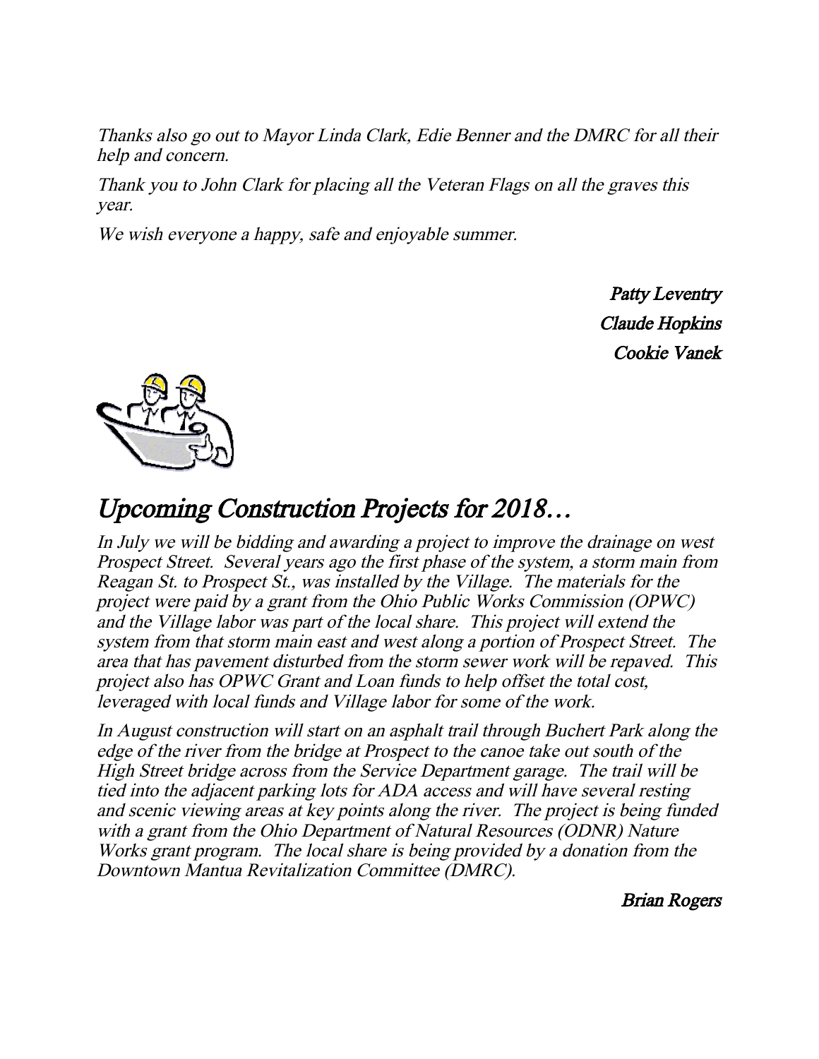*Thanks also go out to Mayor Linda Clark, Edie Benner and the DMRC for all their help and concern.*

*Thank you to John Clark for placing all the Veteran Flags on all the graves this year.*

*We wish everyone a happy, safe and enjoyable summer.*

***Patty Leventry***
***Claude Hopkins***
***Cookie Vanek***

## *Upcoming Construction Projects for 2018…*

*In July we will be bidding and awarding a project to improve the drainage on west Prospect Street. Several years ago the first phase of the system, a storm main from Reagan St. to Prospect St., was installed by the Village. The materials for the project were paid by a grant from the Ohio Public Works Commission (OPWC) and the Village labor was part of the local share. This project will extend the system from that storm main east and west along a portion of Prospect Street. The area that has pavement disturbed from the storm sewer work will be repaved. This project also has OPWC Grant and Loan funds to help offset the total cost, leveraged with local funds and Village labor for some of the work.*

*In August construction will start on an asphalt trail through Buchert Park along the edge of the river from the bridge at Prospect to the canoe take out south of the High Street bridge across from the Service Department garage. The trail will be tied into the adjacent parking lots for ADA access and will have several resting and scenic viewing areas at key points along the river. The project is being funded with a grant from the Ohio Department of Natural Resources (ODNR) Nature Works grant program. The local share is being provided by a donation from the Downtown Mantua Revitalization Committee (DMRC).*

***Brian Rogers***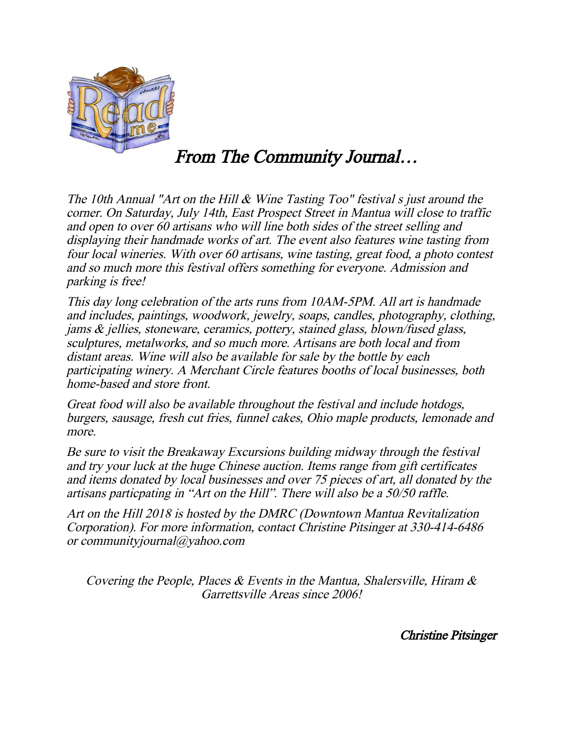# *From The Community Journal…*

*The 10th Annual "Art on the Hill & Wine Tasting Too" festival s just around the corner. On Saturday, July 14th, East Prospect Street in Mantua will close to traffic and open to over 60 artisans who will line both sides of the street selling and displaying their handmade works of art. The event also features wine tasting from four local wineries. With over 60 artisans, wine tasting, great food, a photo contest and so much more this festival offers something for everyone. Admission and parking is free!*

*This day long celebration of the arts runs from 10AM-5PM. All art is handmade and includes, paintings, woodwork, jewelry, soaps, candles, photography, clothing, jams & jellies, stoneware, ceramics, pottery, stained glass, blown/fused glass, sculptures, metalworks, and so much more. Artisans are both local and from distant areas. Wine will also be available for sale by the bottle by each participating winery. A Merchant Circle features booths of local businesses, both home-based and store front.*

*Great food will also be available throughout the festival and include hotdogs, burgers, sausage, fresh cut fries, funnel cakes, Ohio maple products, lemonade and more.*

*Be sure to visit the Breakaway Excursions building midway through the festival and try your luck at the huge Chinese auction. Items range from gift certificates and items donated by local businesses and over 75 pieces of art, all donated by the artisans particpating in "Art on the Hill". There will also be a 50/50 raffle.*

*Art on the Hill 2018 is hosted by the DMRC (Downtown Mantua Revitalization Corporation). For more information, contact Christine Pitsinger at 330-414-6486 or communityjournal@yahoo.com*

*Covering the People, Places & Events in the Mantua, Shalersville, Hiram & Garrettsville Areas since 2006!*

*Christine Pitsinger*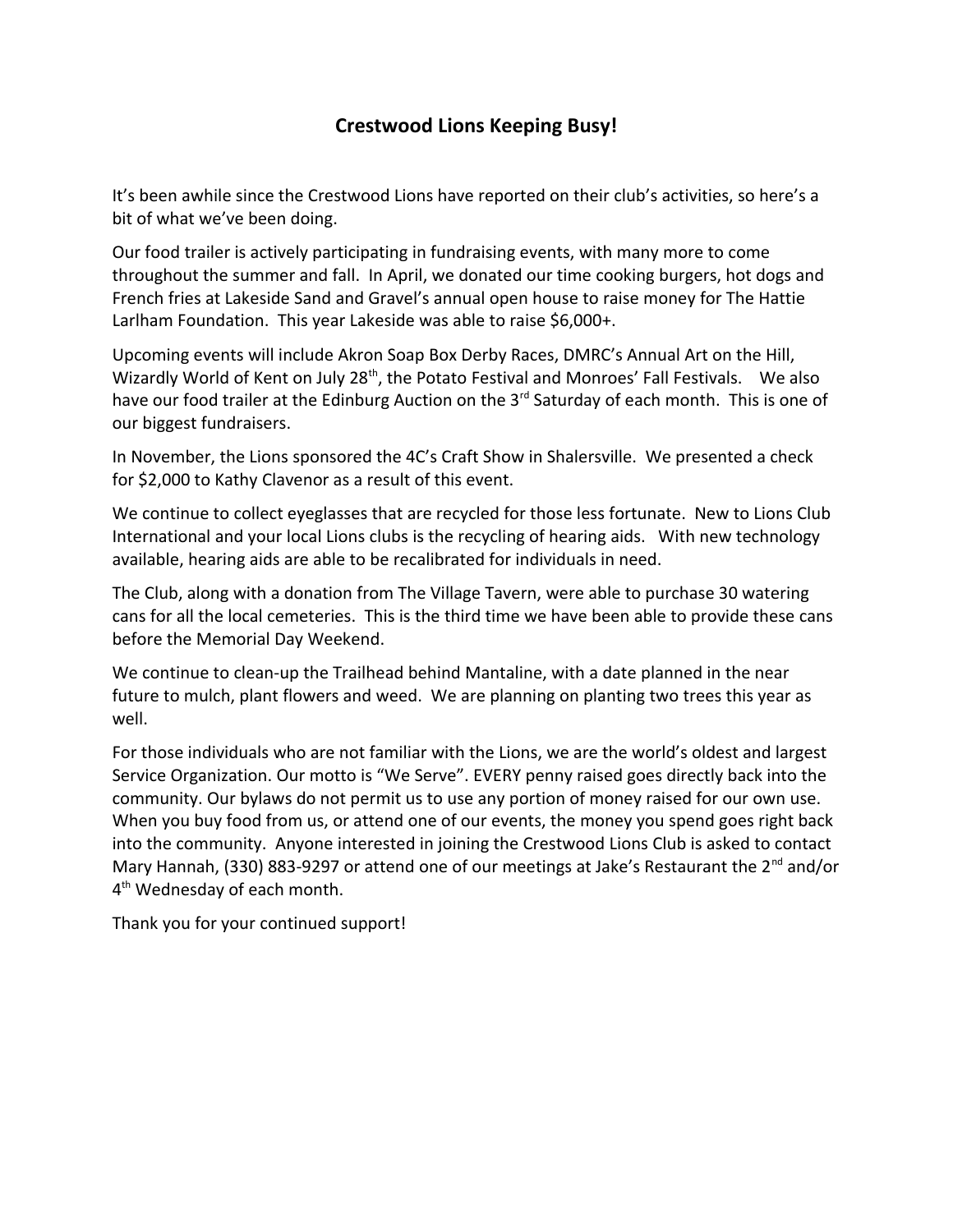# Crestwood Lions Keeping Busy!

It's been awhile since the Crestwood Lions have reported on their club's activities, so here's a bit of what we've been doing.

Our food trailer is actively participating in fundraising events, with many more to come throughout the summer and fall. In April, we donated our time cooking burgers, hot dogs and French fries at Lakeside Sand and Gravel's annual open house to raise money for The Hattie Larlham Foundation. This year Lakeside was able to raise $6,000+.

Upcoming events will include Akron Soap Box Derby Races, DMRC's Annual Art on the Hill, Wizardly World of Kent on July 28th, the Potato Festival and Monroes' Fall Festivals. We also have our food trailer at the Edinburg Auction on the 3rd Saturday of each month. This is one of our biggest fundraisers.

In November, the Lions sponsored the 4C's Craft Show in Shalersville. We presented a check for $2,000 to Kathy Clavenor as a result of this event.

We continue to collect eyeglasses that are recycled for those less fortunate. New to Lions Club International and your local Lions clubs is the recycling of hearing aids. With new technology available, hearing aids are able to be recalibrated for individuals in need.

The Club, along with a donation from The Village Tavern, were able to purchase 30 watering cans for all the local cemeteries. This is the third time we have been able to provide these cans before the Memorial Day Weekend.

We continue to clean-up the Trailhead behind Mantaline, with a date planned in the near future to mulch, plant flowers and weed. We are planning on planting two trees this year as well.

For those individuals who are not familiar with the Lions, we are the world's oldest and largest Service Organization. Our motto is "We Serve". EVERY penny raised goes directly back into the community. Our bylaws do not permit us to use any portion of money raised for our own use. When you buy food from us, or attend one of our events, the money you spend goes right back into the community. Anyone interested in joining the Crestwood Lions Club is asked to contact Mary Hannah, (330) 883-9297 or attend one of our meetings at Jake's Restaurant the 2nd and/or 4th Wednesday of each month.

Thank you for your continued support!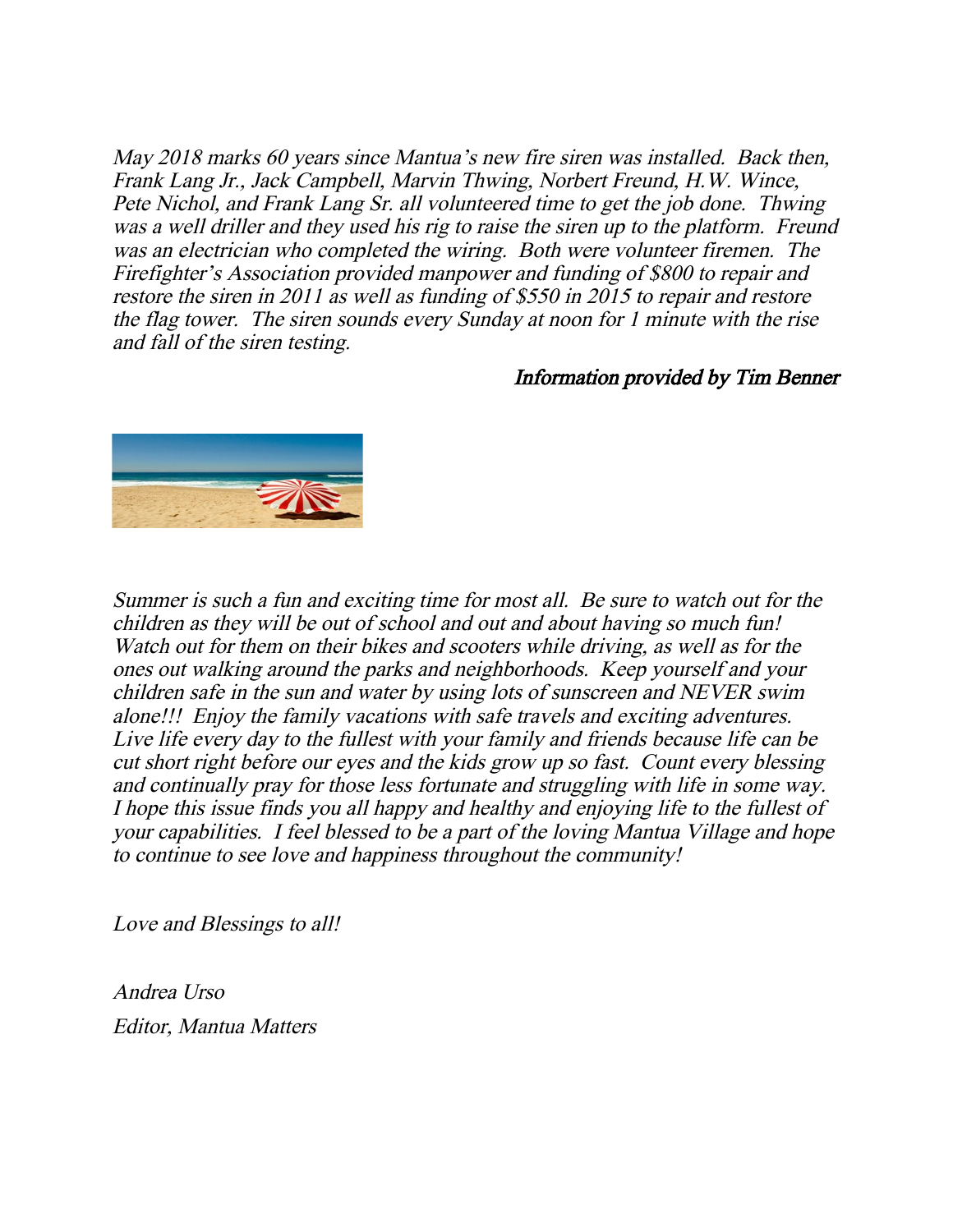*May 2018 marks 60 years since Mantua's new fire siren was installed. Back then, Frank Lang Jr., Jack Campbell, Marvin Thwing, Norbert Freund, H.W. Wince, Pete Nichol, and Frank Lang Sr. all volunteered time to get the job done. Thwing was a well driller and they used his rig to raise the siren up to the platform. Freund was an electrician who completed the wiring. Both were volunteer firemen. The Firefighter's Association provided manpower and funding of $800 to repair and restore the siren in 2011 as well as funding of $550 in 2015 to repair and restore the flag tower. The siren sounds every Sunday at noon for 1 minute with the rise and fall of the siren testing.*

*Information provided by Tim Benner*

*Summer is such a fun and exciting time for most all. Be sure to watch out for the children as they will be out of school and out and about having so much fun! Watch out for them on their bikes and scooters while driving, as well as for the ones out walking around the parks and neighborhoods. Keep yourself and your children safe in the sun and water by using lots of sunscreen and NEVER swim alone!!! Enjoy the family vacations with safe travels and exciting adventures. Live life every day to the fullest with your family and friends because life can be cut short right before our eyes and the kids grow up so fast. Count every blessing and continually pray for those less fortunate and struggling with life in some way. I hope this issue finds you all happy and healthy and enjoying life to the fullest of your capabilities. I feel blessed to be a part of the loving Mantua Village and hope to continue to see love and happiness throughout the community!*

*Love and Blessings to all!*

*Andrea Urso*

*Editor, Mantua Matters*